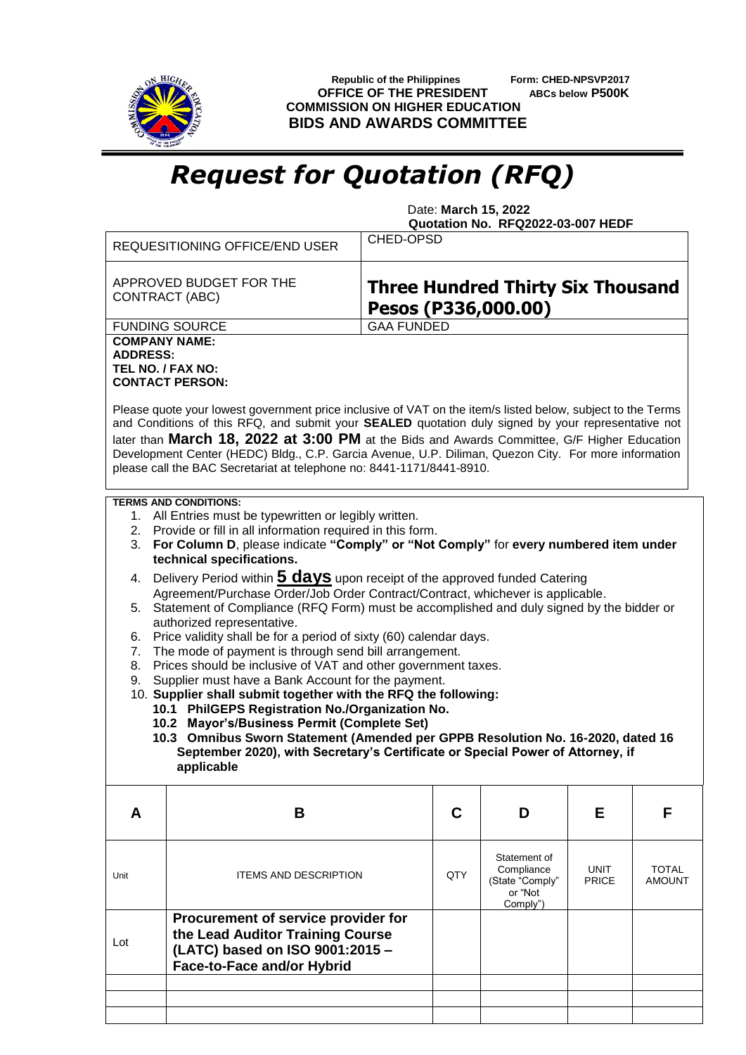Republic of the Philippines
OFFICE OF THE PRESIDENT
COMMISSION ON HIGHER EDUCATION
**BIDS AND AWARDS COMMITTEE**

Form: CHED-NPSVP2017
ABCs below **P500K**

# *Request for Quotation (RFQ)*

Date: **March 15, 2022**
**Quotation No. RFQ2022-03-007 HEDF**

| | |
|---|---|
| REQUESITIONING OFFICE/END USER | CHED-OPSD |
| APPROVED BUDGET FOR THE CONTRACT (ABC) | **Three Hundred Thirty Six Thousand Pesos (P336,000.00)** |
| FUNDING SOURCE | GAA FUNDED |

**COMPANY NAME:**
**ADDRESS:**
**TEL NO. / FAX NO:**
**CONTACT PERSON:**

Please quote your lowest government price inclusive of VAT on the item/s listed below, subject to the Terms and Conditions of this RFQ, and submit your **SEALED** quotation duly signed by your representative not later than **March 18, 2022 at 3:00 PM** at the Bids and Awards Committee, G/F Higher Education Development Center (HEDC) Bldg., C.P. Garcia Avenue, U.P. Diliman, Quezon City. For more information please call the BAC Secretariat at telephone no: 8441-1171/8441-8910.

**TERMS AND CONDITIONS:**

1. All Entries must be typewritten or legibly written.
2. Provide or fill in all information required in this form.
3. **For Column D**, please indicate **"Comply" or "Not Comply"** for **every numbered item under technical specifications.**
4. Delivery Period within **5 days** upon receipt of the approved funded Catering Agreement/Purchase Order/Job Order Contract/Contract, whichever is applicable.
5. Statement of Compliance (RFQ Form) must be accomplished and duly signed by the bidder or authorized representative.
6. Price validity shall be for a period of sixty (60) calendar days.
7. The mode of payment is through send bill arrangement.
8. Prices should be inclusive of VAT and other government taxes.
9. Supplier must have a Bank Account for the payment.
10. **Supplier shall submit together with the RFQ the following:**
    **10.1 PhilGEPS Registration No./Organization No.**
    **10.2 Mayor's/Business Permit (Complete Set)**
    **10.3 Omnibus Sworn Statement (Amended per GPPB Resolution No. 16-2020, dated 16 September 2020), with Secretary's Certificate or Special Power of Attorney, if applicable**

| A | B | C | D | E | F |
|---|---|---|---|---|---|
| Unit | ITEMS AND DESCRIPTION | QTY | Statement of Compliance (State "Comply" or "Not Comply") | UNIT PRICE | TOTAL AMOUNT |
| Lot | **Procurement of service provider for the Lead Auditor Training Course (LATC) based on ISO 9001:2015 – Face-to-Face and/or Hybrid** | | | | |
| | | | | | |
| | | | | | |
| | | | | | |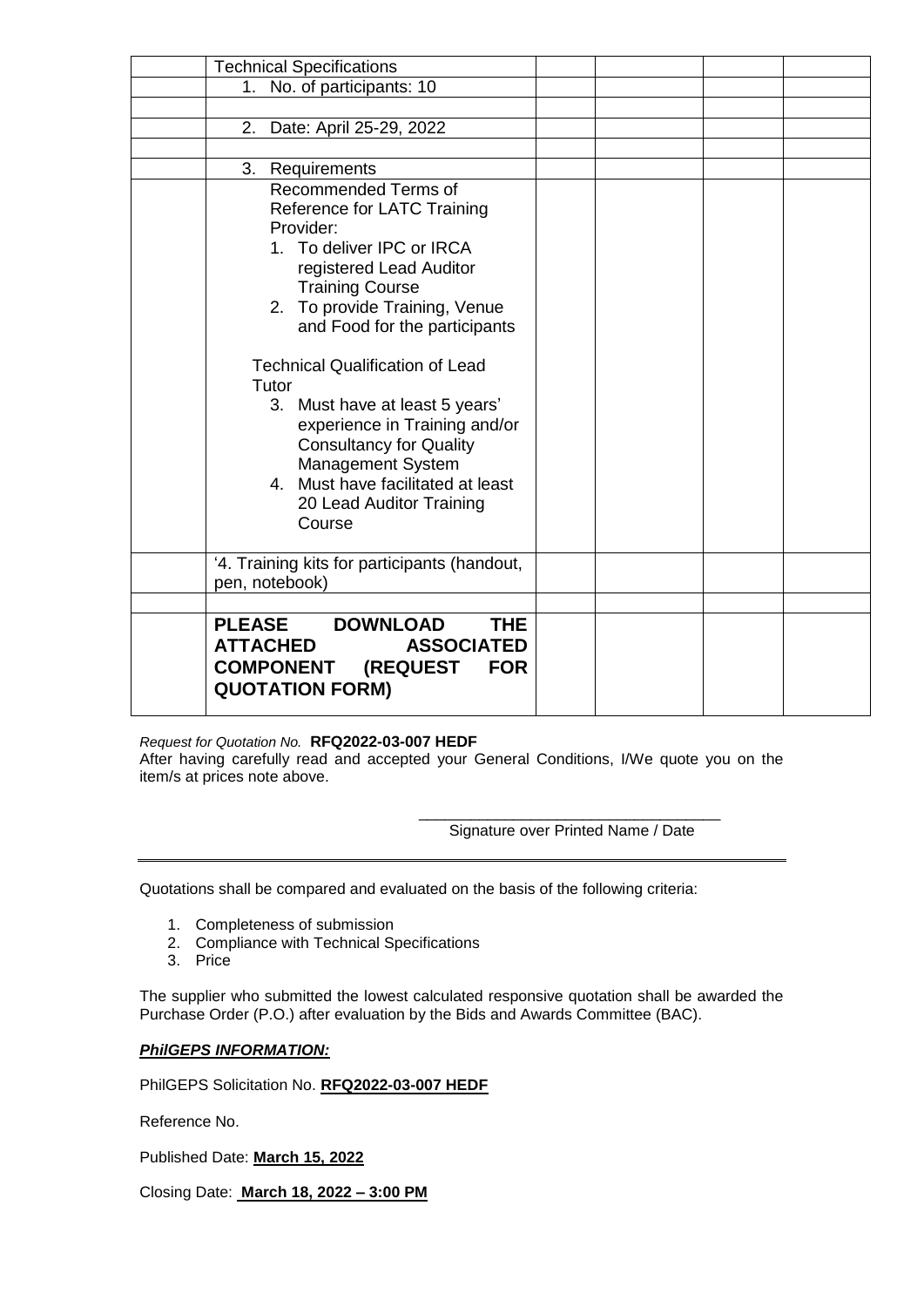| | | | | | |
|---|---|---|---|---|---|
| | Technical Specifications | | | | |
| | 1. No. of participants: 10 | | | | |
| | | | | | |
| | 2. Date: April 25-29, 2022 | | | | |
| | | | | | |
| | 3. Requirements | | | | |
| | Recommended Terms of Reference for LATC Training Provider:<br>1. To deliver IPC or IRCA registered Lead Auditor Training Course<br>2. To provide Training, Venue and Food for the participants<br><br>Technical Qualification of Lead Tutor<br>3. Must have at least 5 years' experience in Training and/or Consultancy for Quality Management System<br>4. Must have facilitated at least 20 Lead Auditor Training Course | | | | |
| | '4. Training kits for participants (handout, pen, notebook) | | | | |
| | | | | | |
| | **PLEASE DOWNLOAD THE ATTACHED ASSOCIATED COMPONENT (REQUEST FOR QUOTATION FORM)** | | | | |

*Request for Quotation No.* **RFQ2022-03-007 HEDF**

After having carefully read and accepted your General Conditions, I/We quote you on the item/s at prices note above.

\_\_\_\_\_\_\_\_\_\_\_\_\_\_\_\_\_\_\_\_\_\_\_\_\_\_\_\_\_\_\_\_\_\_\_

Signature over Printed Name / Date

---

Quotations shall be compared and evaluated on the basis of the following criteria:

1. Completeness of submission
2. Compliance with Technical Specifications
3. Price

The supplier who submitted the lowest calculated responsive quotation shall be awarded the Purchase Order (P.O.) after evaluation by the Bids and Awards Committee (BAC).

***PhilGEPS INFORMATION:***

PhilGEPS Solicitation No. **RFQ2022-03-007 HEDF**

Reference No.

Published Date: **March 15, 2022**

Closing Date: **March 18, 2022 – 3:00 PM**